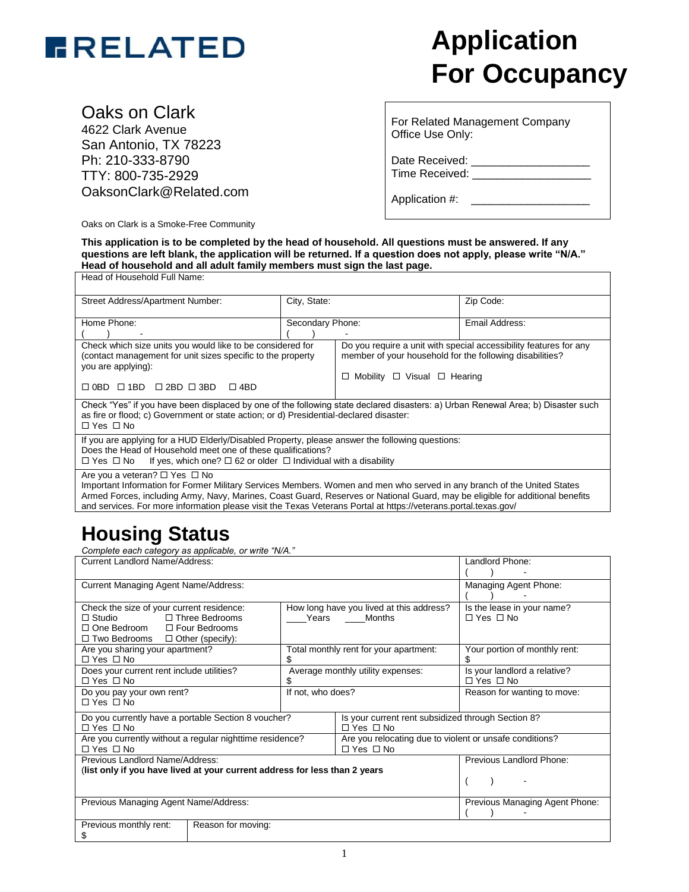RELATED

# Application For Occupancy

Oaks on Clark
4622 Clark Avenue
San Antonio, TX 78223
Ph: 210-333-8790
TTY: 800-735-2929
OaksonClark@Related.com

For Related Management Company Office Use Only:

Date Received: ___________________
Time Received: ___________________

Application #: ___________________

Oaks on Clark is a Smoke-Free Community

**This application is to be completed by the head of household. All questions must be answered. If any questions are left blank, the application will be returned. If a question does not apply, please write "N/A." Head of household and all adult family members must sign the last page.**

| Head of Household Full Name: | | |
|---|---|---|
| Street Address/Apartment Number: | City, State: | Zip Code: |
| Home Phone: ( ) - | Secondary Phone: ( ) - | Email Address: |
| Check which size units you would like to be considered for (contact management for unit sizes specific to the property you are applying): ☐ 0BD ☐ 1BD ☐ 2BD ☐ 3BD ☐ 4BD | Do you require a unit with special accessibility features for any member of your household for the following disabilities? ☐ Mobility ☐ Visual ☐ Hearing | |
| Check "Yes" if you have been displaced by one of the following state declared disasters: a) Urban Renewal Area; b) Disaster such as fire or flood; c) Government or state action; d) Presidential-declared disaster: ☐ Yes ☐ No | | |
| If you are applying for a HUD Elderly/Disabled Property, please answer the following questions: Does the Head of Household meet one of these qualifications? ☐ Yes ☐ No If yes, which one? ☐ 62 or older ☐ Individual with a disability | | |
| Are you a veteran? ☐ Yes ☐ No Important Information for Former Military Services Members. Women and men who served in any branch of the United States Armed Forces, including Army, Navy, Marines, Coast Guard, Reserves or National Guard, may be eligible for additional benefits and services. For more information please visit the Texas Veterans Portal at https://veterans.portal.texas.gov/ | | |

# Housing Status

*Complete each category as applicable, or write "N/A."*

| Current Landlord Name/Address: | | Landlord Phone: ( ) - |
|---|---|---|
| Current Managing Agent Name/Address: | | Managing Agent Phone: ( ) - |
| Check the size of your current residence: ☐ Studio ☐ Three Bedrooms ☐ One Bedroom ☐ Four Bedrooms ☐ Two Bedrooms ☐ Other (specify): | How long have you lived at this address? ____Years ____Months | Is the lease in your name? ☐ Yes ☐ No |
| Are you sharing your apartment? ☐ Yes ☐ No | Total monthly rent for your apartment: $ | Your portion of monthly rent: $ |
| Does your current rent include utilities? ☐ Yes ☐ No | Average monthly utility expenses: $ | Is your landlord a relative? ☐ Yes ☐ No |
| Do you pay your own rent? ☐ Yes ☐ No | If not, who does? | Reason for wanting to move: |
| Do you currently have a portable Section 8 voucher? ☐ Yes ☐ No | Is your current rent subsidized through Section 8? ☐ Yes ☐ No | |
| Are you currently without a regular nighttime residence? ☐ Yes ☐ No | Are you relocating due to violent or unsafe conditions? ☐ Yes ☐ No | |
| Previous Landlord Name/Address: (**list only if you have lived at your current address for less than 2 years** | | Previous Landlord Phone: ( ) - |
| Previous Managing Agent Name/Address: | | Previous Managing Agent Phone: ( ) - |
| Previous monthly rent: $ | Reason for moving: | |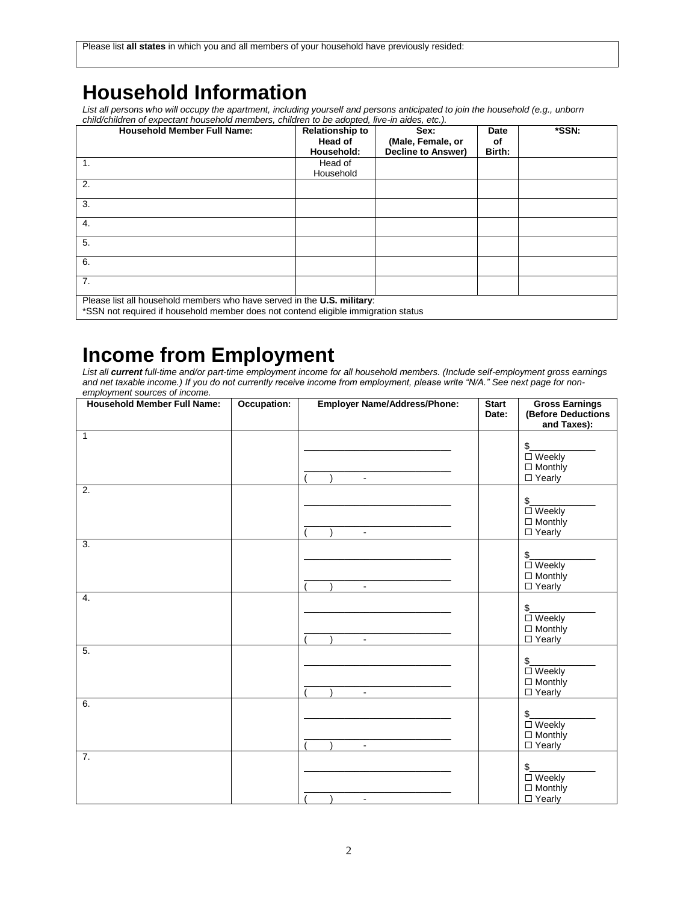Please list **all states** in which you and all members of your household have previously resided:

# Household Information

*List all persons who will occupy the apartment, including yourself and persons anticipated to join the household (e.g., unborn child/children of expectant household members, children to be adopted, live-in aides, etc.).*

| Household Member Full Name: | Relationship to Head of Household: | Sex: (Male, Female, or Decline to Answer) | Date of Birth: | *SSN: |
|---|---|---|---|---|
| 1. | Head of Household | | | |
| 2. | | | | |
| 3. | | | | |
| 4. | | | | |
| 5. | | | | |
| 6. | | | | |
| 7. | | | | |

Please list all household members who have served in the **U.S. military**:

*SSN not required if household member does not contend eligible immigration status

# Income from Employment

*List all **current** full-time and/or part-time employment income for all household members. (Include self-employment gross earnings and net taxable income.) If you do not currently receive income from employment, please write "N/A." See next page for non-employment sources of income.*

| Household Member Full Name: | Occupation: | Employer Name/Address/Phone: | Start Date: | Gross Earnings (Before Deductions and Taxes): |
|---|---|---|---|---|
| 1 | | ______________________ ______________________ ( ) - | | $__________ ☐ Weekly ☐ Monthly ☐ Yearly |
| 2. | | ______________________ ______________________ ( ) - | | $__________ ☐ Weekly ☐ Monthly ☐ Yearly |
| 3. | | ______________________ ______________________ ( ) - | | $__________ ☐ Weekly ☐ Monthly ☐ Yearly |
| 4. | | ______________________ ______________________ ( ) - | | $__________ ☐ Weekly ☐ Monthly ☐ Yearly |
| 5. | | ______________________ ______________________ ( ) - | | $__________ ☐ Weekly ☐ Monthly ☐ Yearly |
| 6. | | ______________________ ______________________ ( ) - | | $__________ ☐ Weekly ☐ Monthly ☐ Yearly |
| 7. | | ______________________ ______________________ ( ) - | | $__________ ☐ Weekly ☐ Monthly ☐ Yearly |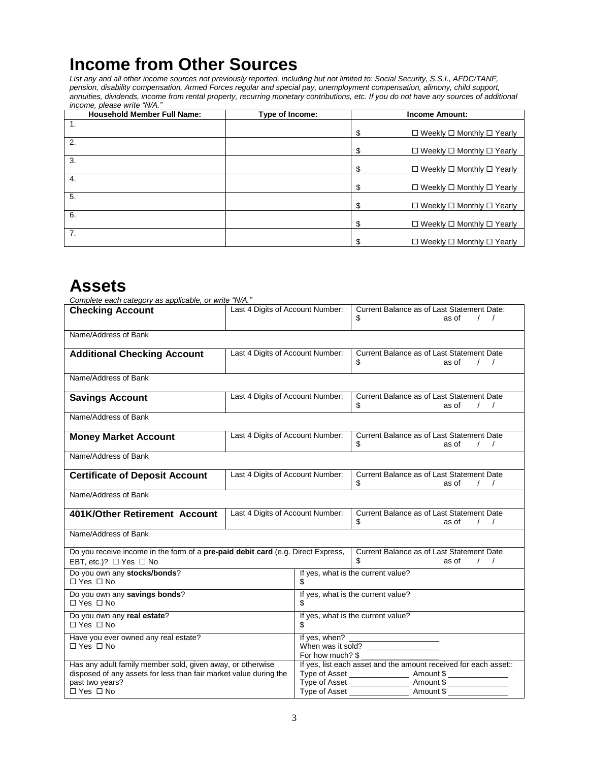# Income from Other Sources

*List any and all other income sources not previously reported, including but not limited to: Social Security, S.S.I., AFDC/TANF, pension, disability compensation, Armed Forces regular and special pay, unemployment compensation, alimony, child support, annuities, dividends, income from rental property, recurring monetary contributions, etc. If you do not have any sources of additional income, please write "N/A."*

| Household Member Full Name: | Type of Income: | Income Amount: |
|---|---|---|
| 1. | | $ ☐ Weekly ☐ Monthly ☐ Yearly |
| 2. | | $ ☐ Weekly ☐ Monthly ☐ Yearly |
| 3. | | $ ☐ Weekly ☐ Monthly ☐ Yearly |
| 4. | | $ ☐ Weekly ☐ Monthly ☐ Yearly |
| 5. | | $ ☐ Weekly ☐ Monthly ☐ Yearly |
| 6. | | $ ☐ Weekly ☐ Monthly ☐ Yearly |
| 7. | | $ ☐ Weekly ☐ Monthly ☐ Yearly |

# Assets

*Complete each category as applicable, or write "N/A."*

| | | |
|---|---|---|
| **Checking Account** | Last 4 Digits of Account Number: | Current Balance as of Last Statement Date: $ as of / / |
| Name/Address of Bank | | |
| **Additional Checking Account** | Last 4 Digits of Account Number: | Current Balance as of Last Statement Date $ as of / / |
| Name/Address of Bank | | |
| **Savings Account** | Last 4 Digits of Account Number: | Current Balance as of Last Statement Date $ as of / / |
| Name/Address of Bank | | |
| **Money Market Account** | Last 4 Digits of Account Number: | Current Balance as of Last Statement Date $ as of / / |
| Name/Address of Bank | | |
| **Certificate of Deposit Account** | Last 4 Digits of Account Number: | Current Balance as of Last Statement Date $ as of / / |
| Name/Address of Bank | | |
| **401K/Other Retirement Account** | Last 4 Digits of Account Number: | Current Balance as of Last Statement Date $ as of / / |
| Name/Address of Bank | | |
| Do you receive income in the form of a **pre-paid debit card** (e.g. Direct Express, EBT, etc.)? ☐ Yes ☐ No | | Current Balance as of Last Statement Date $ as of / / |

| | |
|---|---|
| Do you own any **stocks/bonds**? ☐ Yes ☐ No | If yes, what is the current value? $ |
| Do you own any **savings bonds**? ☐ Yes ☐ No | If yes, what is the current value? $ |
| Do you own any **real estate**? ☐ Yes ☐ No | If yes, what is the current value? $ |
| Have you ever owned any real estate? ☐ Yes ☐ No | If yes, when? ____________________ When was it sold? ________________ For how much? $ ________________ |
| Has any adult family member sold, given away, or otherwise disposed of any assets for less than fair market value during the past two years? ☐ Yes ☐ No | If yes, list each asset and the amount received for each asset:: Type of Asset _____________ Amount $ _____________ Type of Asset _____________ Amount $ _____________ Type of Asset _____________ Amount $ _____________ |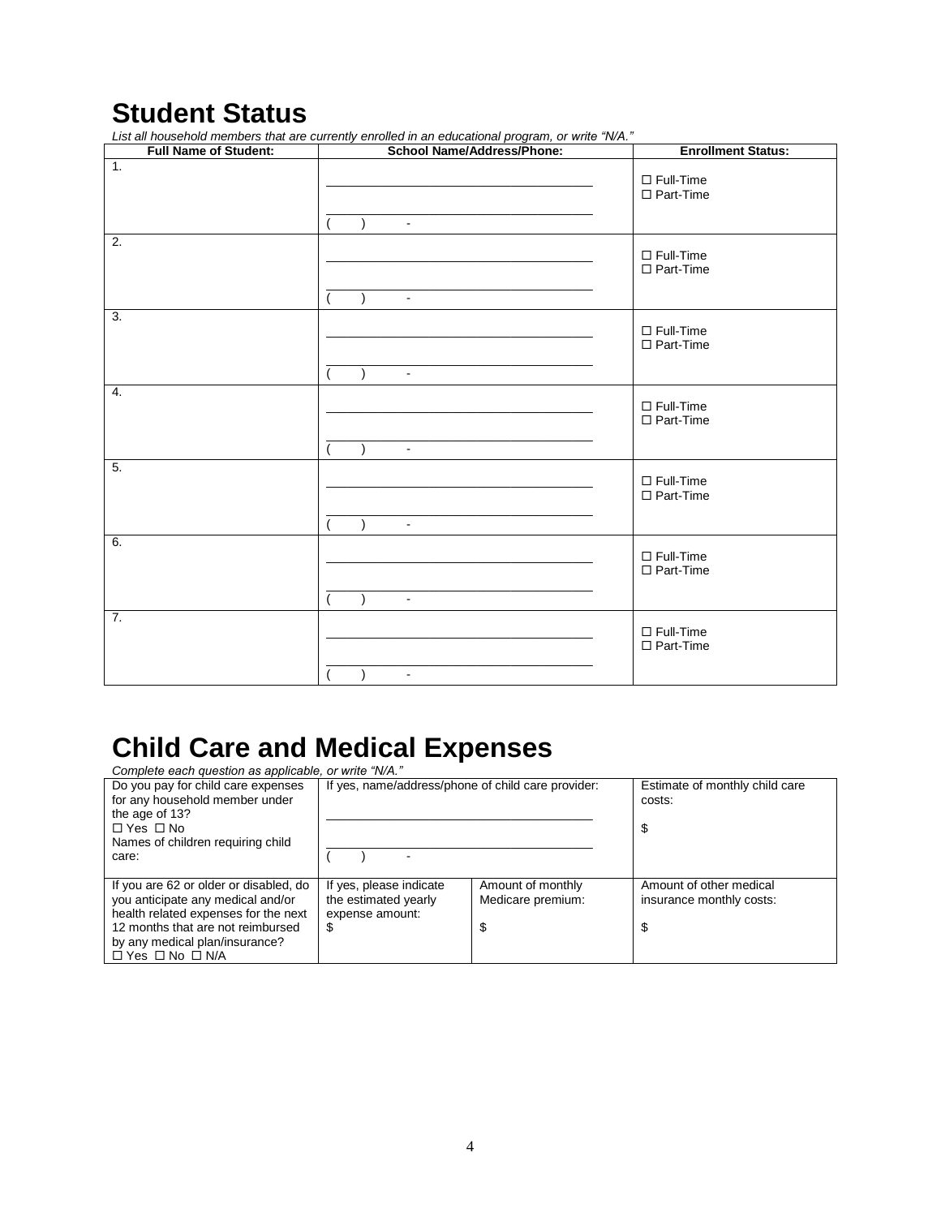# Student Status

*List all household members that are currently enrolled in an educational program, or write "N/A."*

| Full Name of Student: | School Name/Address/Phone: | Enrollment Status: |
|---|---|---|
| 1. | ________________________________ <br> ________________________________ <br> (     )     - | ☐ Full-Time <br> ☐ Part-Time |
| 2. | ________________________________ <br> ________________________________ <br> (     )     - | ☐ Full-Time <br> ☐ Part-Time |
| 3. | ________________________________ <br> ________________________________ <br> (     )     - | ☐ Full-Time <br> ☐ Part-Time |
| 4. | ________________________________ <br> ________________________________ <br> (     )     - | ☐ Full-Time <br> ☐ Part-Time |
| 5. | ________________________________ <br> ________________________________ <br> (     )     - | ☐ Full-Time <br> ☐ Part-Time |
| 6. | ________________________________ <br> ________________________________ <br> (     )     - | ☐ Full-Time <br> ☐ Part-Time |
| 7. | ________________________________ <br> ________________________________ <br> (     )     - | ☐ Full-Time <br> ☐ Part-Time |

# Child Care and Medical Expenses

*Complete each question as applicable, or write "N/A."*

| | | | |
|---|---|---|---|
| Do you pay for child care expenses for any household member under the age of 13? <br> ☐ Yes ☐ No <br> Names of children requiring child care: | If yes, name/address/phone of child care provider: <br> ________________________________ <br> ________________________________ <br> (     )     - | | Estimate of monthly child care costs: <br> $ |
| If you are 62 or older or disabled, do you anticipate any medical and/or health related expenses for the next 12 months that are not reimbursed by any medical plan/insurance? <br> ☐ Yes ☐ No ☐ N/A | If yes, please indicate the estimated yearly expense amount: <br> $ | Amount of monthly Medicare premium: <br> $ | Amount of other medical insurance monthly costs: <br> $ |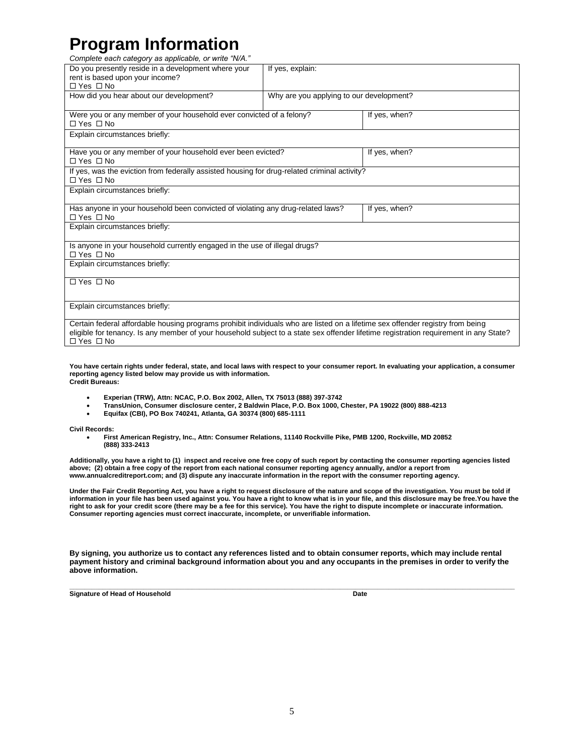# Program Information

*Complete each category as applicable, or write "N/A."*

| | | |
|---|---|---|
| Do you presently reside in a development where your rent is based upon your income?<br>☐ Yes ☐ No | If yes, explain: | |
| How did you hear about our development? | Why are you applying to our development? | |
| Were you or any member of your household ever convicted of a felony?<br>☐ Yes ☐ No | | If yes, when? |
| Explain circumstances briefly: | | |
| Have you or any member of your household ever been evicted?<br>☐ Yes ☐ No | | If yes, when? |
| If yes, was the eviction from federally assisted housing for drug-related criminal activity?<br>☐ Yes ☐ No | | |
| Explain circumstances briefly: | | |
| Has anyone in your household been convicted of violating any drug-related laws?<br>☐ Yes ☐ No | | If yes, when? |
| Explain circumstances briefly: | | |
| Is anyone in your household currently engaged in the use of illegal drugs?<br>☐ Yes ☐ No | | |
| Explain circumstances briefly: | | |
| ☐ Yes ☐ No | | |
| Explain circumstances briefly: | | |
| Certain federal affordable housing programs prohibit individuals who are listed on a lifetime sex offender registry from being eligible for tenancy. Is any member of your household subject to a state sex offender lifetime registration requirement in any State?<br>☐ Yes ☐ No | | |

**You have certain rights under federal, state, and local laws with respect to your consumer report. In evaluating your application, a consumer reporting agency listed below may provide us with information.**
**Credit Bureaus:**

- **Experian (TRW), Attn: NCAC, P.O. Box 2002, Allen, TX 75013 (888) 397-3742**
- **TransUnion, Consumer disclosure center, 2 Baldwin Place, P.O. Box 1000, Chester, PA 19022 (800) 888-4213**
- **Equifax (CBI), PO Box 740241, Atlanta, GA 30374 (800) 685-1111**

**Civil Records:**

- **First American Registry, Inc., Attn: Consumer Relations, 11140 Rockville Pike, PMB 1200, Rockville, MD 20852 (888) 333-2413**

**Additionally, you have a right to (1) inspect and receive one free copy of such report by contacting the consumer reporting agencies listed above; (2) obtain a free copy of the report from each national consumer reporting agency annually, and/or a report from www.annualcreditreport.com; and (3) dispute any inaccurate information in the report with the consumer reporting agency.**

**Under the Fair Credit Reporting Act, you have a right to request disclosure of the nature and scope of the investigation. You must be told if information in your file has been used against you. You have a right to know what is in your file, and this disclosure may be free.You have the right to ask for your credit score (there may be a fee for this service). You have the right to dispute incomplete or inaccurate information. Consumer reporting agencies must correct inaccurate, incomplete, or unverifiable information.**

**By signing, you authorize us to contact any references listed and to obtain consumer reports, which may include rental payment history and criminal background information about you and any occupants in the premises in order to verify the above information.**

_______________________________________________________________________________

**Signature of Head of Household** **Date**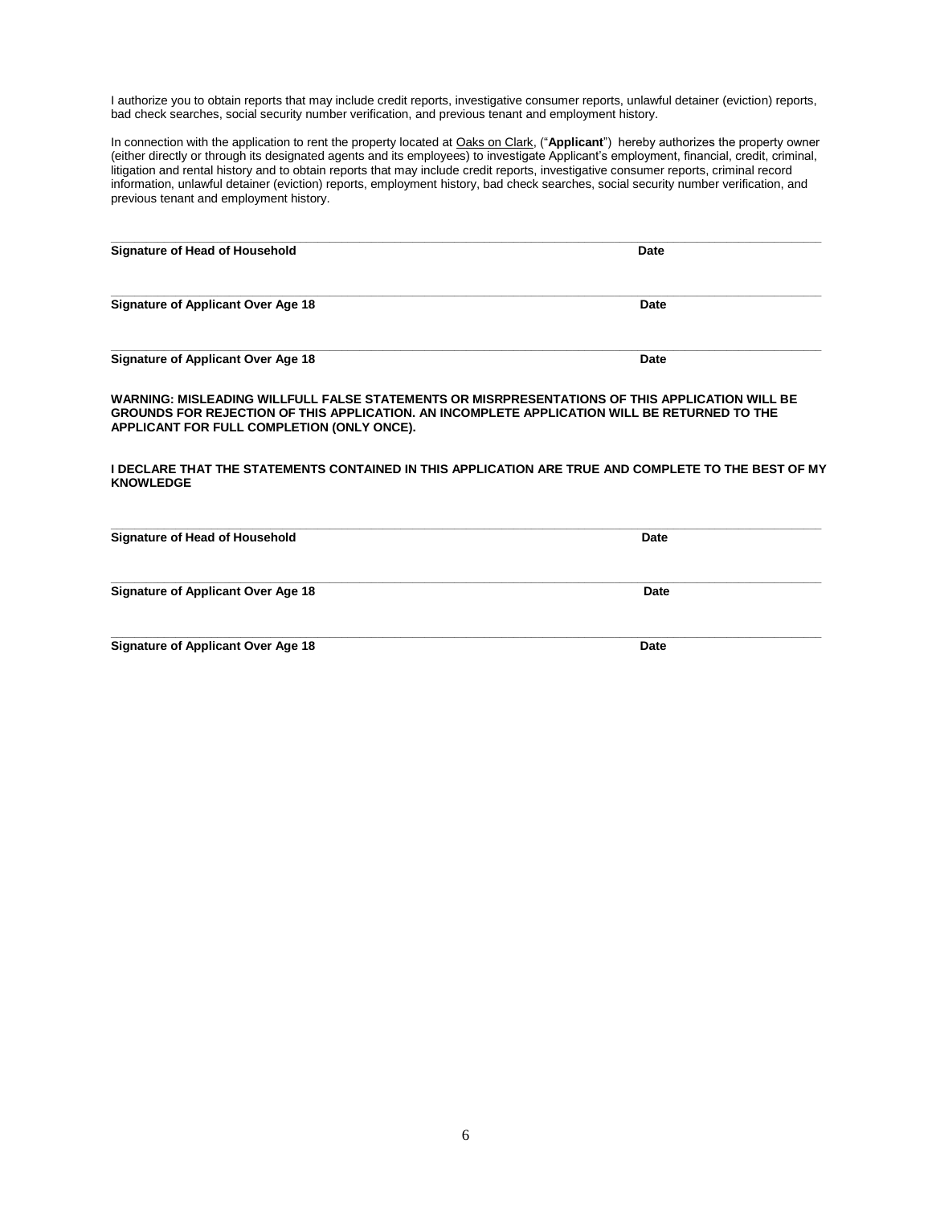I authorize you to obtain reports that may include credit reports, investigative consumer reports, unlawful detainer (eviction) reports, bad check searches, social security number verification, and previous tenant and employment history.

In connection with the application to rent the property located at Oaks on Clark, ("**Applicant**") hereby authorizes the property owner (either directly or through its designated agents and its employees) to investigate Applicant's employment, financial, credit, criminal, litigation and rental history and to obtain reports that may include credit reports, investigative consumer reports, criminal record information, unlawful detainer (eviction) reports, employment history, bad check searches, social security number verification, and previous tenant and employment history.

\_\_\_\_\_\_\_\_\_\_\_\_\_\_\_\_\_\_\_\_\_\_\_\_\_\_\_\_\_\_\_\_\_\_\_\_\_\_\_\_\_\_\_\_\_\_\_\_\_\_\_\_\_\_\_\_\_\_\_\_\_\_\_\_

**Signature of Head of Household** **Date**

\_\_\_\_\_\_\_\_\_\_\_\_\_\_\_\_\_\_\_\_\_\_\_\_\_\_\_\_\_\_\_\_\_\_\_\_\_\_\_\_\_\_\_\_\_\_\_\_\_\_\_\_\_\_\_\_\_\_\_\_\_\_\_\_

**Signature of Applicant Over Age 18** **Date**

\_\_\_\_\_\_\_\_\_\_\_\_\_\_\_\_\_\_\_\_\_\_\_\_\_\_\_\_\_\_\_\_\_\_\_\_\_\_\_\_\_\_\_\_\_\_\_\_\_\_\_\_\_\_\_\_\_\_\_\_\_\_\_\_

**Signature of Applicant Over Age 18** **Date**

**WARNING: MISLEADING WILLFULL FALSE STATEMENTS OR MISRPRESENTATIONS OF THIS APPLICATION WILL BE GROUNDS FOR REJECTION OF THIS APPLICATION. AN INCOMPLETE APPLICATION WILL BE RETURNED TO THE APPLICANT FOR FULL COMPLETION (ONLY ONCE).**

**I DECLARE THAT THE STATEMENTS CONTAINED IN THIS APPLICATION ARE TRUE AND COMPLETE TO THE BEST OF MY KNOWLEDGE**

\_\_\_\_\_\_\_\_\_\_\_\_\_\_\_\_\_\_\_\_\_\_\_\_\_\_\_\_\_\_\_\_\_\_\_\_\_\_\_\_\_\_\_\_\_\_\_\_\_\_\_\_\_\_\_\_\_\_\_\_\_\_\_\_

**Signature of Head of Household** **Date**

\_\_\_\_\_\_\_\_\_\_\_\_\_\_\_\_\_\_\_\_\_\_\_\_\_\_\_\_\_\_\_\_\_\_\_\_\_\_\_\_\_\_\_\_\_\_\_\_\_\_\_\_\_\_\_\_\_\_\_\_\_\_\_\_

**Signature of Applicant Over Age 18** **Date**

\_\_\_\_\_\_\_\_\_\_\_\_\_\_\_\_\_\_\_\_\_\_\_\_\_\_\_\_\_\_\_\_\_\_\_\_\_\_\_\_\_\_\_\_\_\_\_\_\_\_\_\_\_\_\_\_\_\_\_\_\_\_\_\_

**Signature of Applicant Over Age 18** **Date**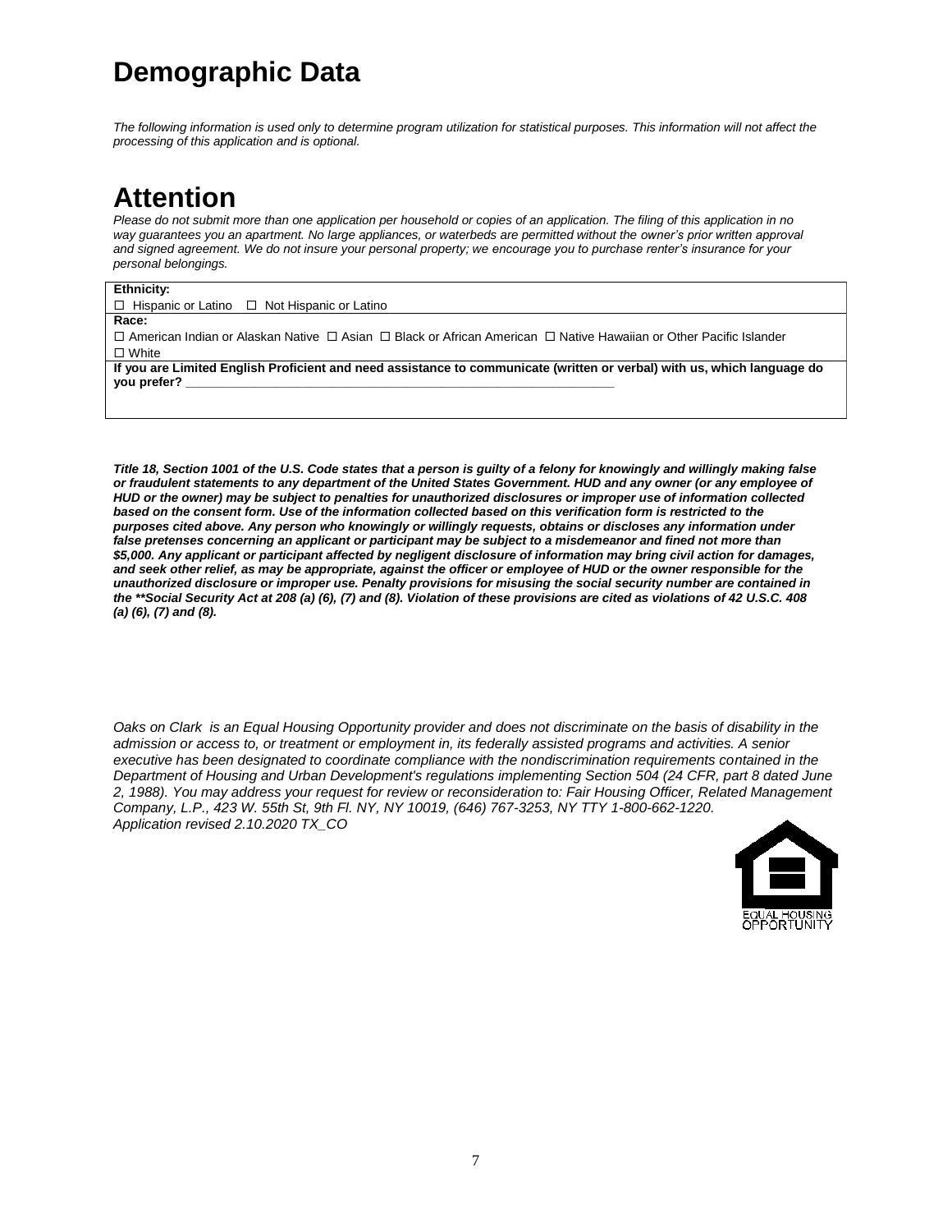# Demographic Data

*The following information is used only to determine program utilization for statistical purposes. This information will not affect the processing of this application and is optional.*

# Attention

*Please do not submit more than one application per household or copies of an application. The filing of this application in no way guarantees you an apartment. No large appliances, or waterbeds are permitted without the owner's prior written approval and signed agreement. We do not insure your personal property; we encourage you to purchase renter's insurance for your personal belongings.*

| **Ethnicity:** |
|---|
| ☐ Hispanic or Latino ☐ Not Hispanic or Latino |
| **Race:** |
| ☐ American Indian or Alaskan Native ☐ Asian ☐ Black or African American ☐ Native Hawaiian or Other Pacific Islander ☐ White |
| **If you are Limited English Proficient and need assistance to communicate (written or verbal) with us, which language do you prefer?** ___________________________________________ |

***Title 18, Section 1001 of the U.S. Code states that a person is guilty of a felony for knowingly and willingly making false or fraudulent statements to any department of the United States Government. HUD and any owner (or any employee of HUD or the owner) may be subject to penalties for unauthorized disclosures or improper use of information collected based on the consent form. Use of the information collected based on this verification form is restricted to the purposes cited above. Any person who knowingly or willingly requests, obtains or discloses any information under false pretenses concerning an applicant or participant may be subject to a misdemeanor and fined not more than $5,000. Any applicant or participant affected by negligent disclosure of information may bring civil action for damages, and seek other relief, as may be appropriate, against the officer or employee of HUD or the owner responsible for the unauthorized disclosure or improper use. Penalty provisions for misusing the social security number are contained in the **Social Security Act at 208 (a) (6), (7) and (8). Violation of these provisions are cited as violations of 42 U.S.C. 408 (a) (6), (7) and (8).***

*Oaks on Clark is an Equal Housing Opportunity provider and does not discriminate on the basis of disability in the admission or access to, or treatment or employment in, its federally assisted programs and activities. A senior executive has been designated to coordinate compliance with the nondiscrimination requirements contained in the Department of Housing and Urban Development's regulations implementing Section 504 (24 CFR, part 8 dated June 2, 1988). You may address your request for review or reconsideration to: Fair Housing Officer, Related Management Company, L.P., 423 W. 55th St, 9th Fl. NY, NY 10019, (646) 767-3253, NY TTY 1-800-662-1220.*
*Application revised 2.10.2020 TX_CO*

EQUAL HOUSING OPPORTUNITY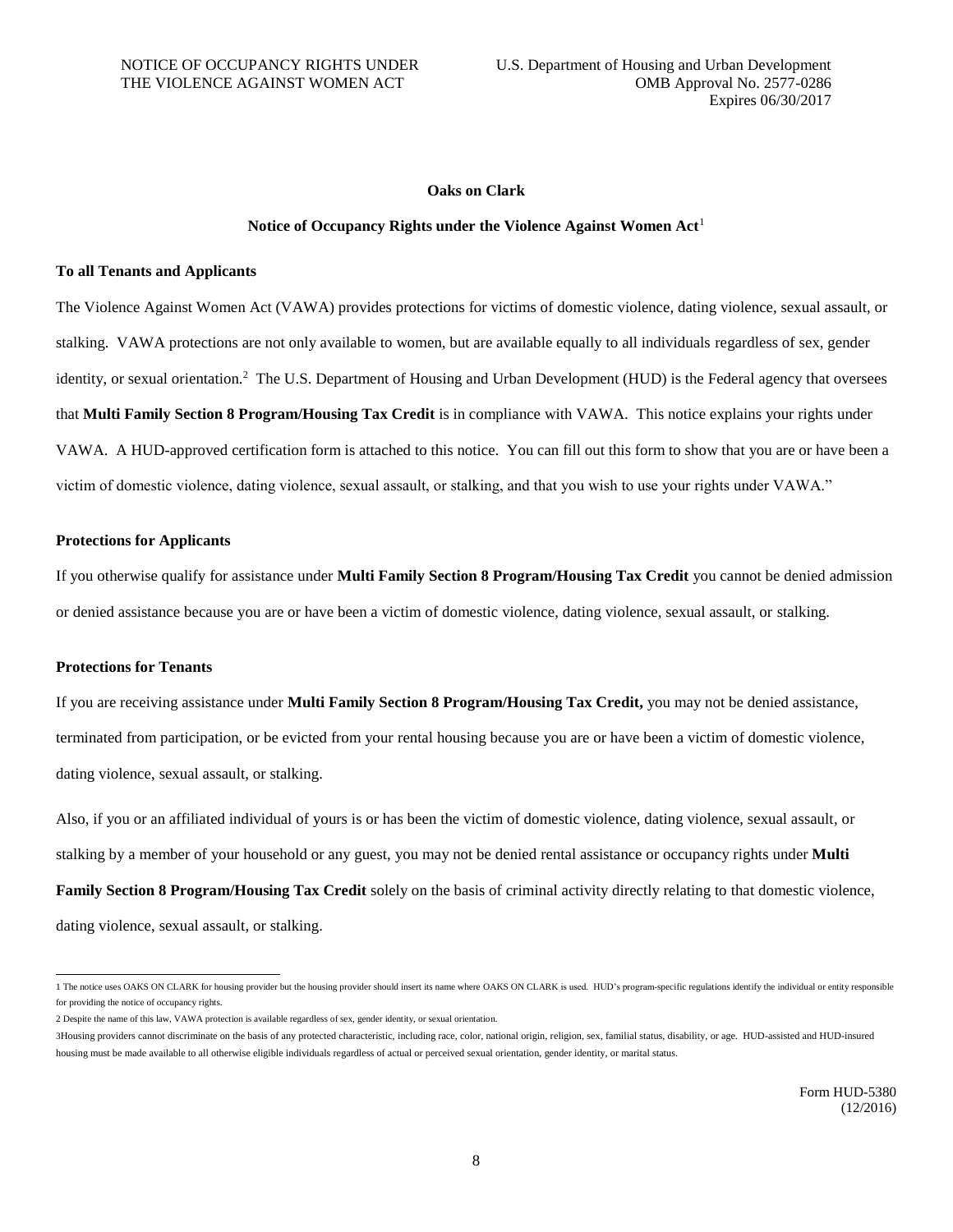NOTICE OF OCCUPANCY RIGHTS UNDER THE VIOLENCE AGAINST WOMEN ACT

U.S. Department of Housing and Urban Development
OMB Approval No. 2577-0286
Expires 06/30/2017

**Oaks on Clark**

**Notice of Occupancy Rights under the Violence Against Women Act**[1]

**To all Tenants and Applicants**

The Violence Against Women Act (VAWA) provides protections for victims of domestic violence, dating violence, sexual assault, or stalking. VAWA protections are not only available to women, but are available equally to all individuals regardless of sex, gender identity, or sexual orientation.[2] The U.S. Department of Housing and Urban Development (HUD) is the Federal agency that oversees that **Multi Family Section 8 Program/Housing Tax Credit** is in compliance with VAWA. This notice explains your rights under VAWA. A HUD-approved certification form is attached to this notice. You can fill out this form to show that you are or have been a victim of domestic violence, dating violence, sexual assault, or stalking, and that you wish to use your rights under VAWA."

**Protections for Applicants**

If you otherwise qualify for assistance under **Multi Family Section 8 Program/Housing Tax Credit** you cannot be denied admission or denied assistance because you are or have been a victim of domestic violence, dating violence, sexual assault, or stalking.

**Protections for Tenants**

If you are receiving assistance under **Multi Family Section 8 Program/Housing Tax Credit,** you may not be denied assistance, terminated from participation, or be evicted from your rental housing because you are or have been a victim of domestic violence, dating violence, sexual assault, or stalking.

Also, if you or an affiliated individual of yours is or has been the victim of domestic violence, dating violence, sexual assault, or stalking by a member of your household or any guest, you may not be denied rental assistance or occupancy rights under **Multi Family Section 8 Program/Housing Tax Credit** solely on the basis of criminal activity directly relating to that domestic violence, dating violence, sexual assault, or stalking.

---

1 The notice uses OAKS ON CLARK for housing provider but the housing provider should insert its name where OAKS ON CLARK is used. HUD's program-specific regulations identify the individual or entity responsible for providing the notice of occupancy rights.

2 Despite the name of this law, VAWA protection is available regardless of sex, gender identity, or sexual orientation.

3Housing providers cannot discriminate on the basis of any protected characteristic, including race, color, national origin, religion, sex, familial status, disability, or age. HUD-assisted and HUD-insured housing must be made available to all otherwise eligible individuals regardless of actual or perceived sexual orientation, gender identity, or marital status.

Form HUD-5380 (12/2016)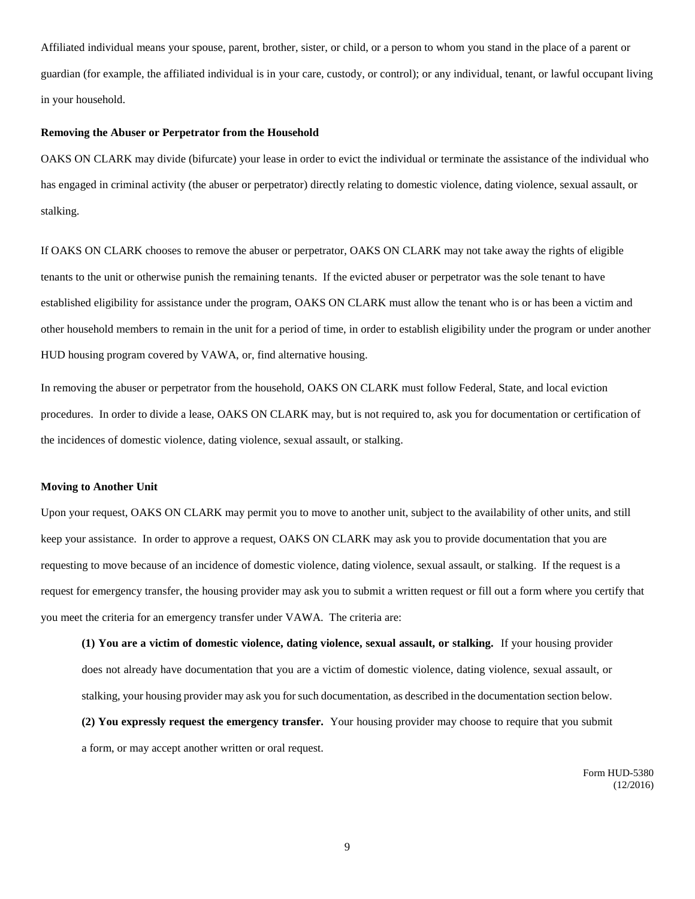Affiliated individual means your spouse, parent, brother, sister, or child, or a person to whom you stand in the place of a parent or guardian (for example, the affiliated individual is in your care, custody, or control); or any individual, tenant, or lawful occupant living in your household.

**Removing the Abuser or Perpetrator from the Household**

OAKS ON CLARK may divide (bifurcate) your lease in order to evict the individual or terminate the assistance of the individual who has engaged in criminal activity (the abuser or perpetrator) directly relating to domestic violence, dating violence, sexual assault, or stalking.

If OAKS ON CLARK chooses to remove the abuser or perpetrator, OAKS ON CLARK may not take away the rights of eligible tenants to the unit or otherwise punish the remaining tenants. If the evicted abuser or perpetrator was the sole tenant to have established eligibility for assistance under the program, OAKS ON CLARK must allow the tenant who is or has been a victim and other household members to remain in the unit for a period of time, in order to establish eligibility under the program or under another HUD housing program covered by VAWA, or, find alternative housing.

In removing the abuser or perpetrator from the household, OAKS ON CLARK must follow Federal, State, and local eviction procedures. In order to divide a lease, OAKS ON CLARK may, but is not required to, ask you for documentation or certification of the incidences of domestic violence, dating violence, sexual assault, or stalking.

**Moving to Another Unit**

Upon your request, OAKS ON CLARK may permit you to move to another unit, subject to the availability of other units, and still keep your assistance. In order to approve a request, OAKS ON CLARK may ask you to provide documentation that you are requesting to move because of an incidence of domestic violence, dating violence, sexual assault, or stalking. If the request is a request for emergency transfer, the housing provider may ask you to submit a written request or fill out a form where you certify that you meet the criteria for an emergency transfer under VAWA. The criteria are:

**(1) You are a victim of domestic violence, dating violence, sexual assault, or stalking.** If your housing provider does not already have documentation that you are a victim of domestic violence, dating violence, sexual assault, or stalking, your housing provider may ask you for such documentation, as described in the documentation section below.

**(2) You expressly request the emergency transfer.** Your housing provider may choose to require that you submit a form, or may accept another written or oral request.

Form HUD-5380
(12/2016)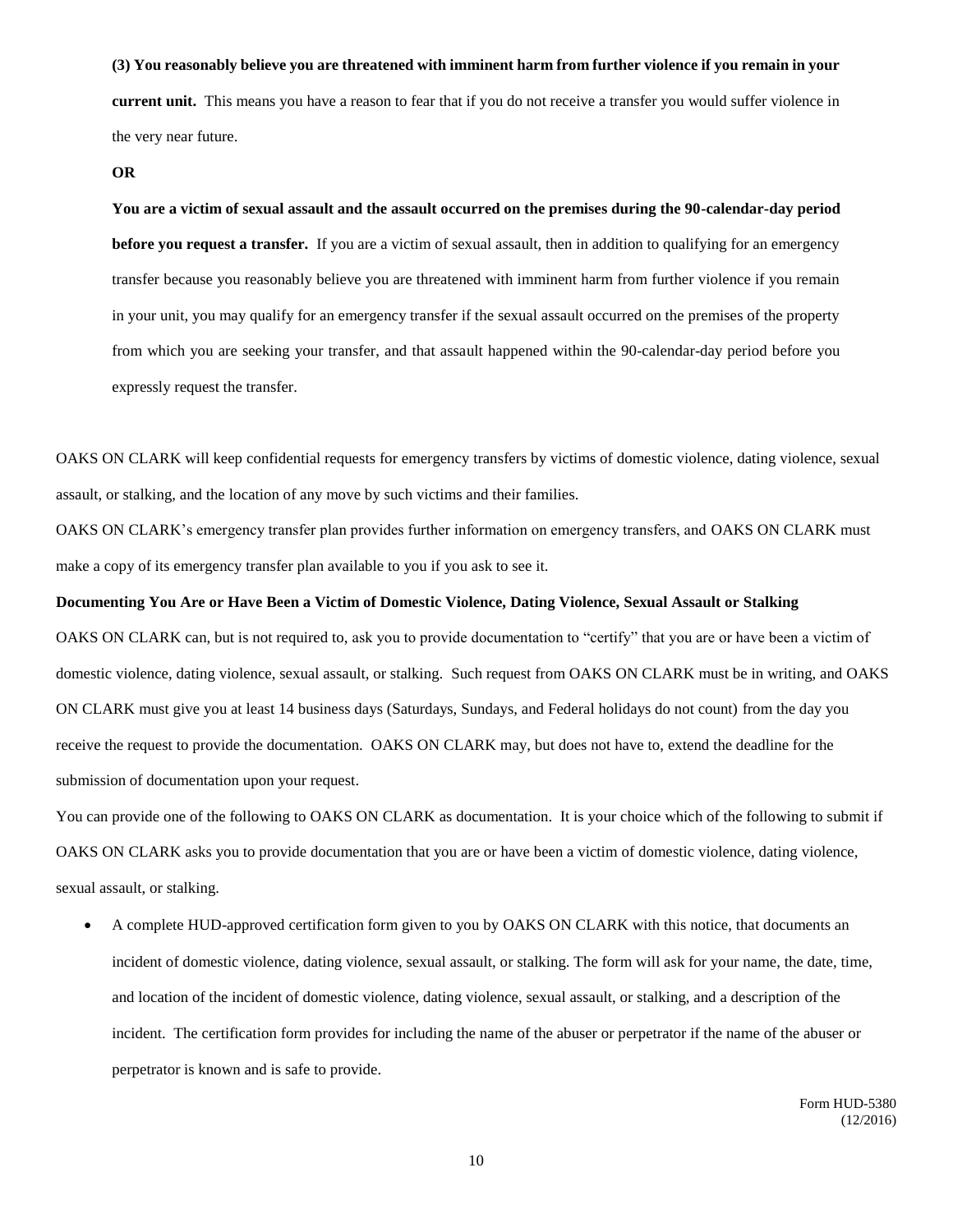**(3) You reasonably believe you are threatened with imminent harm from further violence if you remain in your current unit.** This means you have a reason to fear that if you do not receive a transfer you would suffer violence in the very near future.

**OR**

**You are a victim of sexual assault and the assault occurred on the premises during the 90-calendar-day period before you request a transfer.** If you are a victim of sexual assault, then in addition to qualifying for an emergency transfer because you reasonably believe you are threatened with imminent harm from further violence if you remain in your unit, you may qualify for an emergency transfer if the sexual assault occurred on the premises of the property from which you are seeking your transfer, and that assault happened within the 90-calendar-day period before you expressly request the transfer.

OAKS ON CLARK will keep confidential requests for emergency transfers by victims of domestic violence, dating violence, sexual assault, or stalking, and the location of any move by such victims and their families.

OAKS ON CLARK's emergency transfer plan provides further information on emergency transfers, and OAKS ON CLARK must make a copy of its emergency transfer plan available to you if you ask to see it.

**Documenting You Are or Have Been a Victim of Domestic Violence, Dating Violence, Sexual Assault or Stalking**

OAKS ON CLARK can, but is not required to, ask you to provide documentation to "certify" that you are or have been a victim of domestic violence, dating violence, sexual assault, or stalking. Such request from OAKS ON CLARK must be in writing, and OAKS ON CLARK must give you at least 14 business days (Saturdays, Sundays, and Federal holidays do not count) from the day you receive the request to provide the documentation. OAKS ON CLARK may, but does not have to, extend the deadline for the submission of documentation upon your request.

You can provide one of the following to OAKS ON CLARK as documentation. It is your choice which of the following to submit if OAKS ON CLARK asks you to provide documentation that you are or have been a victim of domestic violence, dating violence, sexual assault, or stalking.

- A complete HUD-approved certification form given to you by OAKS ON CLARK with this notice, that documents an incident of domestic violence, dating violence, sexual assault, or stalking. The form will ask for your name, the date, time, and location of the incident of domestic violence, dating violence, sexual assault, or stalking, and a description of the incident. The certification form provides for including the name of the abuser or perpetrator if the name of the abuser or perpetrator is known and is safe to provide.

Form HUD-5380
(12/2016)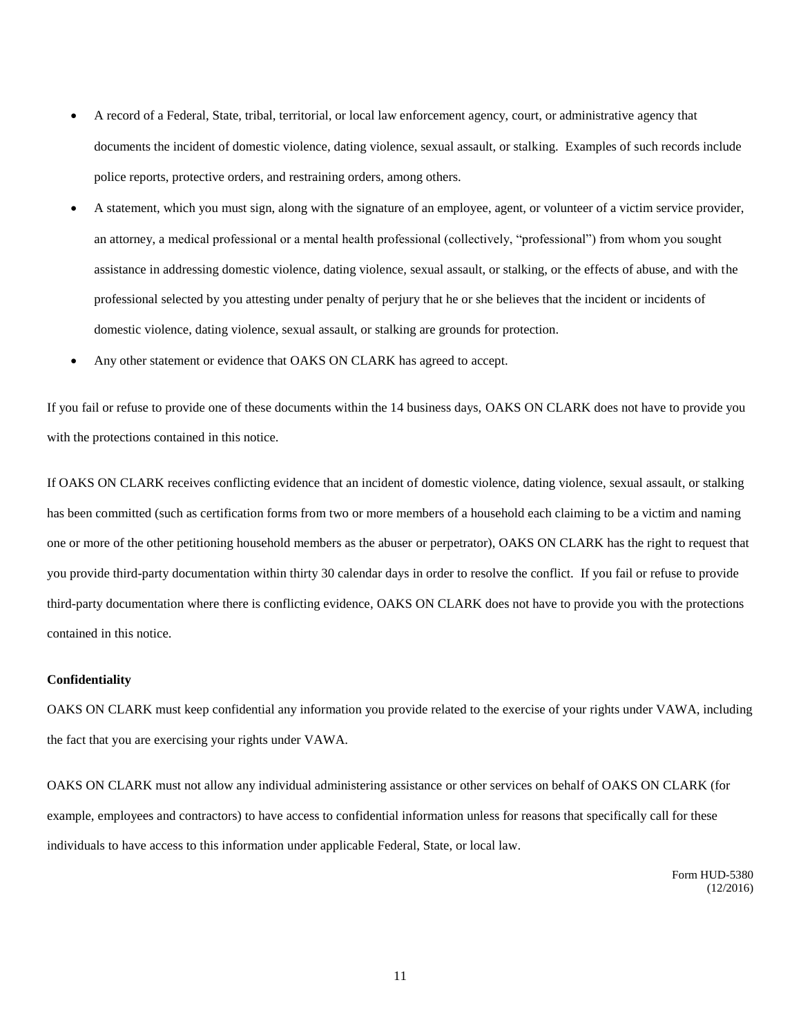- A record of a Federal, State, tribal, territorial, or local law enforcement agency, court, or administrative agency that documents the incident of domestic violence, dating violence, sexual assault, or stalking. Examples of such records include police reports, protective orders, and restraining orders, among others.
- A statement, which you must sign, along with the signature of an employee, agent, or volunteer of a victim service provider, an attorney, a medical professional or a mental health professional (collectively, "professional") from whom you sought assistance in addressing domestic violence, dating violence, sexual assault, or stalking, or the effects of abuse, and with the professional selected by you attesting under penalty of perjury that he or she believes that the incident or incidents of domestic violence, dating violence, sexual assault, or stalking are grounds for protection.
- Any other statement or evidence that OAKS ON CLARK has agreed to accept.

If you fail or refuse to provide one of these documents within the 14 business days, OAKS ON CLARK does not have to provide you with the protections contained in this notice.

If OAKS ON CLARK receives conflicting evidence that an incident of domestic violence, dating violence, sexual assault, or stalking has been committed (such as certification forms from two or more members of a household each claiming to be a victim and naming one or more of the other petitioning household members as the abuser or perpetrator), OAKS ON CLARK has the right to request that you provide third-party documentation within thirty 30 calendar days in order to resolve the conflict. If you fail or refuse to provide third-party documentation where there is conflicting evidence, OAKS ON CLARK does not have to provide you with the protections contained in this notice.

**Confidentiality**

OAKS ON CLARK must keep confidential any information you provide related to the exercise of your rights under VAWA, including the fact that you are exercising your rights under VAWA.

OAKS ON CLARK must not allow any individual administering assistance or other services on behalf of OAKS ON CLARK (for example, employees and contractors) to have access to confidential information unless for reasons that specifically call for these individuals to have access to this information under applicable Federal, State, or local law.

Form HUD-5380
(12/2016)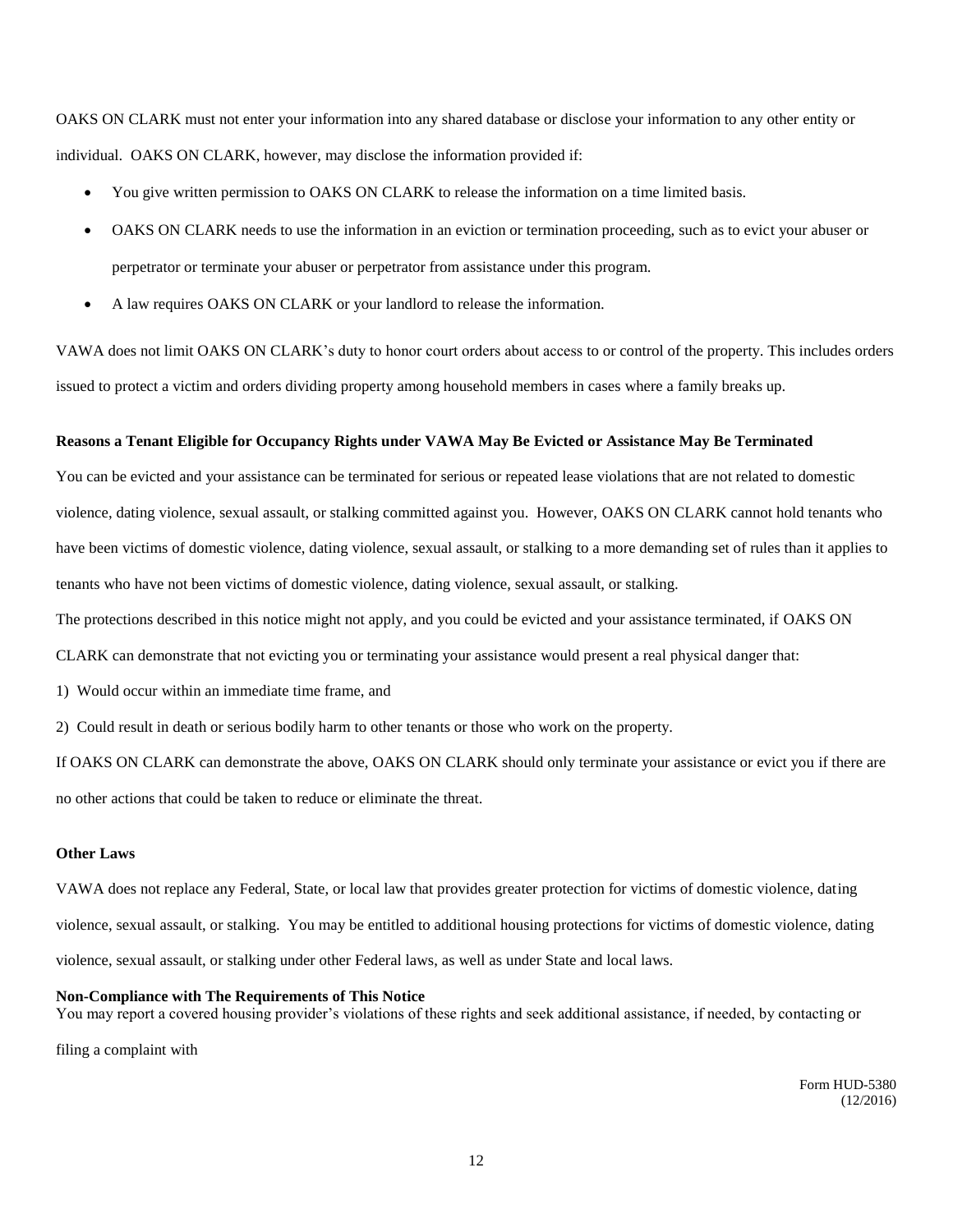OAKS ON CLARK must not enter your information into any shared database or disclose your information to any other entity or individual. OAKS ON CLARK, however, may disclose the information provided if:

- You give written permission to OAKS ON CLARK to release the information on a time limited basis.
- OAKS ON CLARK needs to use the information in an eviction or termination proceeding, such as to evict your abuser or perpetrator or terminate your abuser or perpetrator from assistance under this program.
- A law requires OAKS ON CLARK or your landlord to release the information.

VAWA does not limit OAKS ON CLARK's duty to honor court orders about access to or control of the property. This includes orders issued to protect a victim and orders dividing property among household members in cases where a family breaks up.

**Reasons a Tenant Eligible for Occupancy Rights under VAWA May Be Evicted or Assistance May Be Terminated**

You can be evicted and your assistance can be terminated for serious or repeated lease violations that are not related to domestic violence, dating violence, sexual assault, or stalking committed against you. However, OAKS ON CLARK cannot hold tenants who have been victims of domestic violence, dating violence, sexual assault, or stalking to a more demanding set of rules than it applies to tenants who have not been victims of domestic violence, dating violence, sexual assault, or stalking.

The protections described in this notice might not apply, and you could be evicted and your assistance terminated, if OAKS ON CLARK can demonstrate that not evicting you or terminating your assistance would present a real physical danger that:

1) Would occur within an immediate time frame, and

2) Could result in death or serious bodily harm to other tenants or those who work on the property.

If OAKS ON CLARK can demonstrate the above, OAKS ON CLARK should only terminate your assistance or evict you if there are no other actions that could be taken to reduce or eliminate the threat.

**Other Laws**

VAWA does not replace any Federal, State, or local law that provides greater protection for victims of domestic violence, dating violence, sexual assault, or stalking. You may be entitled to additional housing protections for victims of domestic violence, dating violence, sexual assault, or stalking under other Federal laws, as well as under State and local laws.

**Non-Compliance with The Requirements of This Notice**

You may report a covered housing provider's violations of these rights and seek additional assistance, if needed, by contacting or filing a complaint with

Form HUD-5380
(12/2016)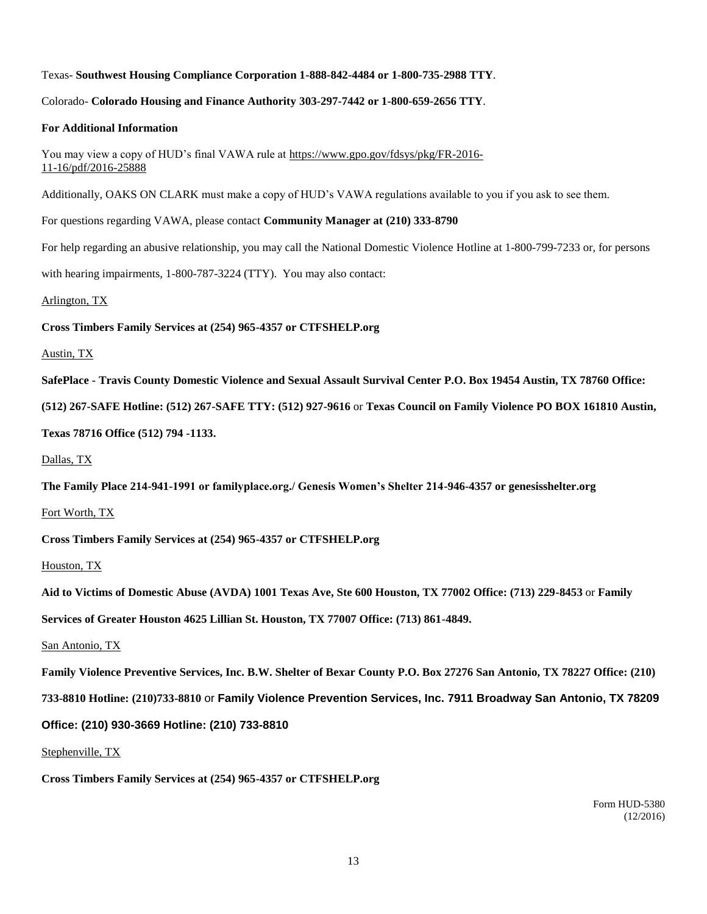Texas- **Southwest Housing Compliance Corporation 1-888-842-4484 or 1-800-735-2988 TTY**.

Colorado- **Colorado Housing and Finance Authority 303-297-7442 or 1-800-659-2656 TTY**.

**For Additional Information**

You may view a copy of HUD's final VAWA rule at https://www.gpo.gov/fdsys/pkg/FR-2016-11-16/pdf/2016-25888

Additionally, OAKS ON CLARK must make a copy of HUD's VAWA regulations available to you if you ask to see them.

For questions regarding VAWA, please contact **Community Manager at (210) 333-8790**

For help regarding an abusive relationship, you may call the National Domestic Violence Hotline at 1-800-799-7233 or, for persons with hearing impairments, 1-800-787-3224 (TTY). You may also contact:

Arlington, TX

**Cross Timbers Family Services at (254) 965-4357 or CTFSHELP.org**

Austin, TX

**SafePlace - Travis County Domestic Violence and Sexual Assault Survival Center P.O. Box 19454 Austin, TX 78760 Office: (512) 267-SAFE Hotline: (512) 267-SAFE TTY: (512) 927-9616** or **Texas Council on Family Violence PO BOX 161810 Austin, Texas 78716 Office (512) 794 -1133.**

Dallas, TX

**The Family Place 214-941-1991 or familyplace.org./ Genesis Women's Shelter 214-946-4357 or genesisshelter.org**

Fort Worth, TX

**Cross Timbers Family Services at (254) 965-4357 or CTFSHELP.org**

Houston, TX

**Aid to Victims of Domestic Abuse (AVDA) 1001 Texas Ave, Ste 600 Houston, TX 77002 Office: (713) 229-8453** or **Family Services of Greater Houston 4625 Lillian St. Houston, TX 77007 Office: (713) 861-4849.**

San Antonio, TX

**Family Violence Preventive Services, Inc. B.W. Shelter of Bexar County P.O. Box 27276 San Antonio, TX 78227 Office: (210) 733-8810 Hotline: (210)733-8810** or **Family Violence Prevention Services, Inc. 7911 Broadway San Antonio, TX 78209 Office: (210) 930-3669 Hotline: (210) 733-8810**

Stephenville, TX

**Cross Timbers Family Services at (254) 965-4357 or CTFSHELP.org**

Form HUD-5380
(12/2016)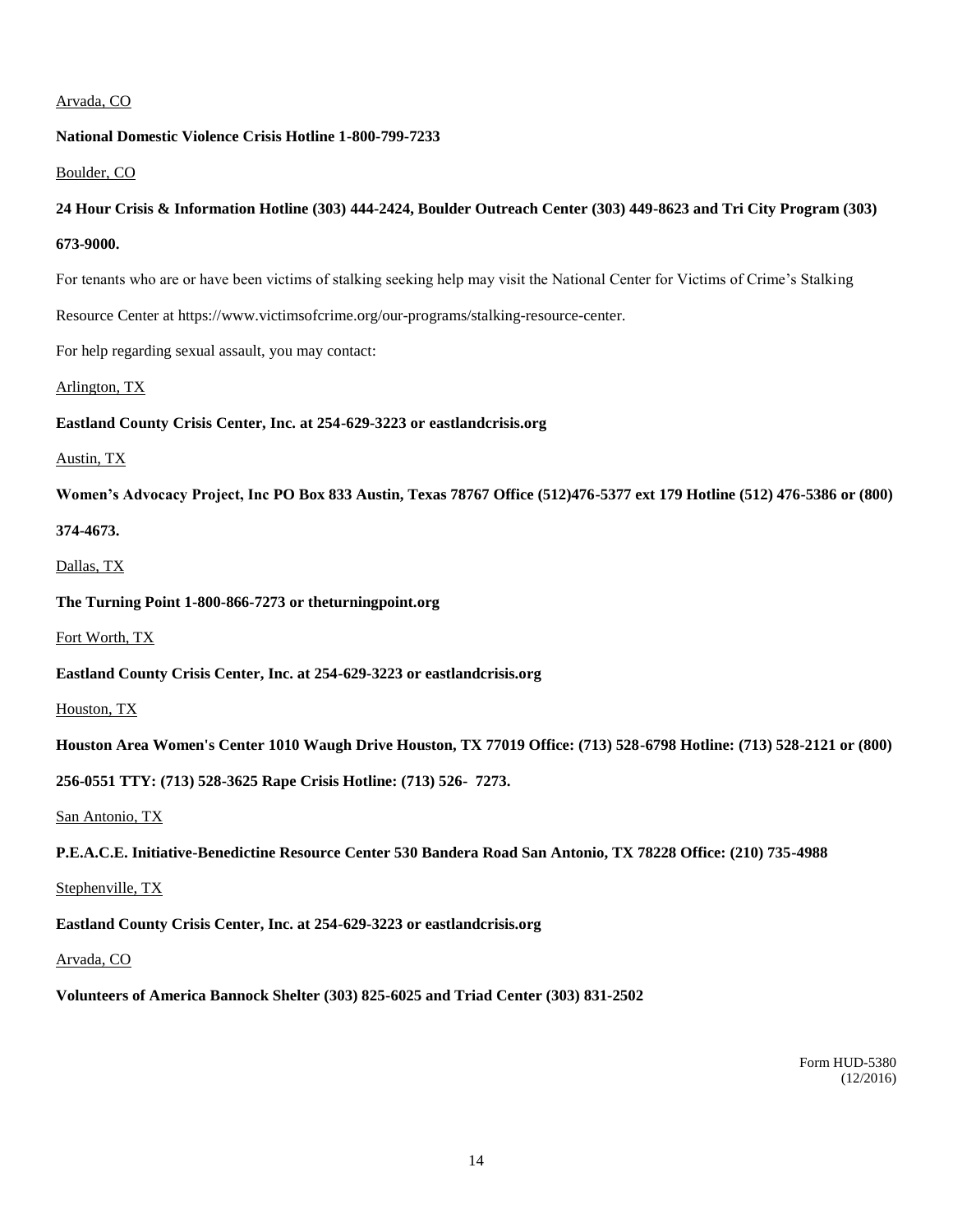Arvada, CO

**National Domestic Violence Crisis Hotline 1-800-799-7233**

Boulder, CO

**24 Hour Crisis & Information Hotline (303) 444-2424, Boulder Outreach Center (303) 449-8623 and Tri City Program (303) 673-9000.**

For tenants who are or have been victims of stalking seeking help may visit the National Center for Victims of Crime's Stalking Resource Center at https://www.victimsofcrime.org/our-programs/stalking-resource-center.

For help regarding sexual assault, you may contact:

Arlington, TX

**Eastland County Crisis Center, Inc. at 254-629-3223 or eastlandcrisis.org**

Austin, TX

**Women's Advocacy Project, Inc PO Box 833 Austin, Texas 78767 Office (512)476-5377 ext 179 Hotline (512) 476-5386 or (800) 374-4673.**

Dallas, TX

**The Turning Point 1-800-866-7273 or theturningpoint.org**

Fort Worth, TX

**Eastland County Crisis Center, Inc. at 254-629-3223 or eastlandcrisis.org**

Houston, TX

**Houston Area Women's Center 1010 Waugh Drive Houston, TX 77019 Office: (713) 528-6798 Hotline: (713) 528-2121 or (800) 256-0551 TTY: (713) 528-3625 Rape Crisis Hotline: (713) 526- 7273.**

San Antonio, TX

**P.E.A.C.E. Initiative-Benedictine Resource Center 530 Bandera Road San Antonio, TX 78228 Office: (210) 735-4988**

Stephenville, TX

**Eastland County Crisis Center, Inc. at 254-629-3223 or eastlandcrisis.org**

Arvada, CO

**Volunteers of America Bannock Shelter (303) 825-6025 and Triad Center (303) 831-2502**

Form HUD-5380
(12/2016)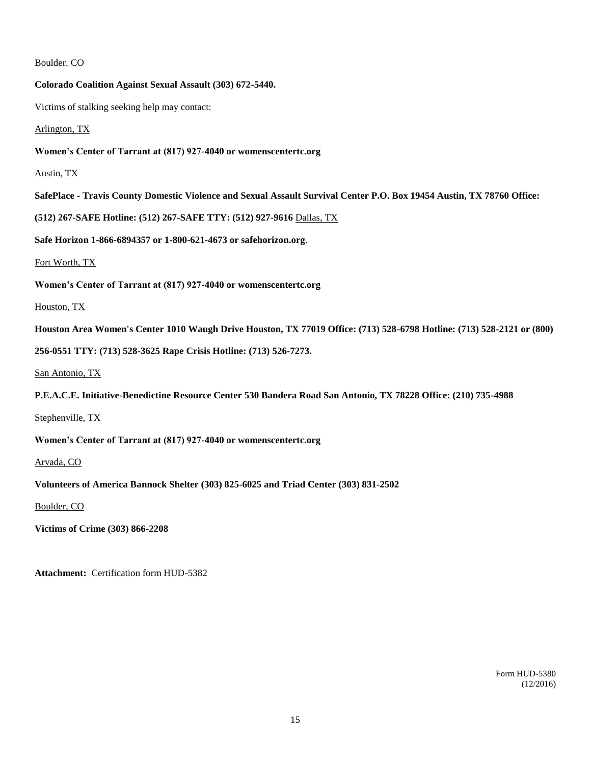Boulder. CO

**Colorado Coalition Against Sexual Assault (303) 672-5440.**

Victims of stalking seeking help may contact:

Arlington, TX

**Women's Center of Tarrant at (817) 927-4040 or womenscentertc.org**

Austin, TX

**SafePlace - Travis County Domestic Violence and Sexual Assault Survival Center P.O. Box 19454 Austin, TX 78760 Office: (512) 267-SAFE Hotline: (512) 267-SAFE TTY: (512) 927-9616** Dallas, TX

**Safe Horizon 1-866-6894357 or 1-800-621-4673 or safehorizon.org**.

Fort Worth, TX

**Women's Center of Tarrant at (817) 927-4040 or womenscentertc.org**

Houston, TX

**Houston Area Women's Center 1010 Waugh Drive Houston, TX 77019 Office: (713) 528-6798 Hotline: (713) 528-2121 or (800) 256-0551 TTY: (713) 528-3625 Rape Crisis Hotline: (713) 526-7273.**

San Antonio, TX

**P.E.A.C.E. Initiative-Benedictine Resource Center 530 Bandera Road San Antonio, TX 78228 Office: (210) 735-4988**

Stephenville, TX

**Women's Center of Tarrant at (817) 927-4040 or womenscentertc.org**

Arvada, CO

**Volunteers of America Bannock Shelter (303) 825-6025 and Triad Center (303) 831-2502**

Boulder, CO

**Victims of Crime (303) 866-2208**

**Attachment:** Certification form HUD-5382

Form HUD-5380
(12/2016)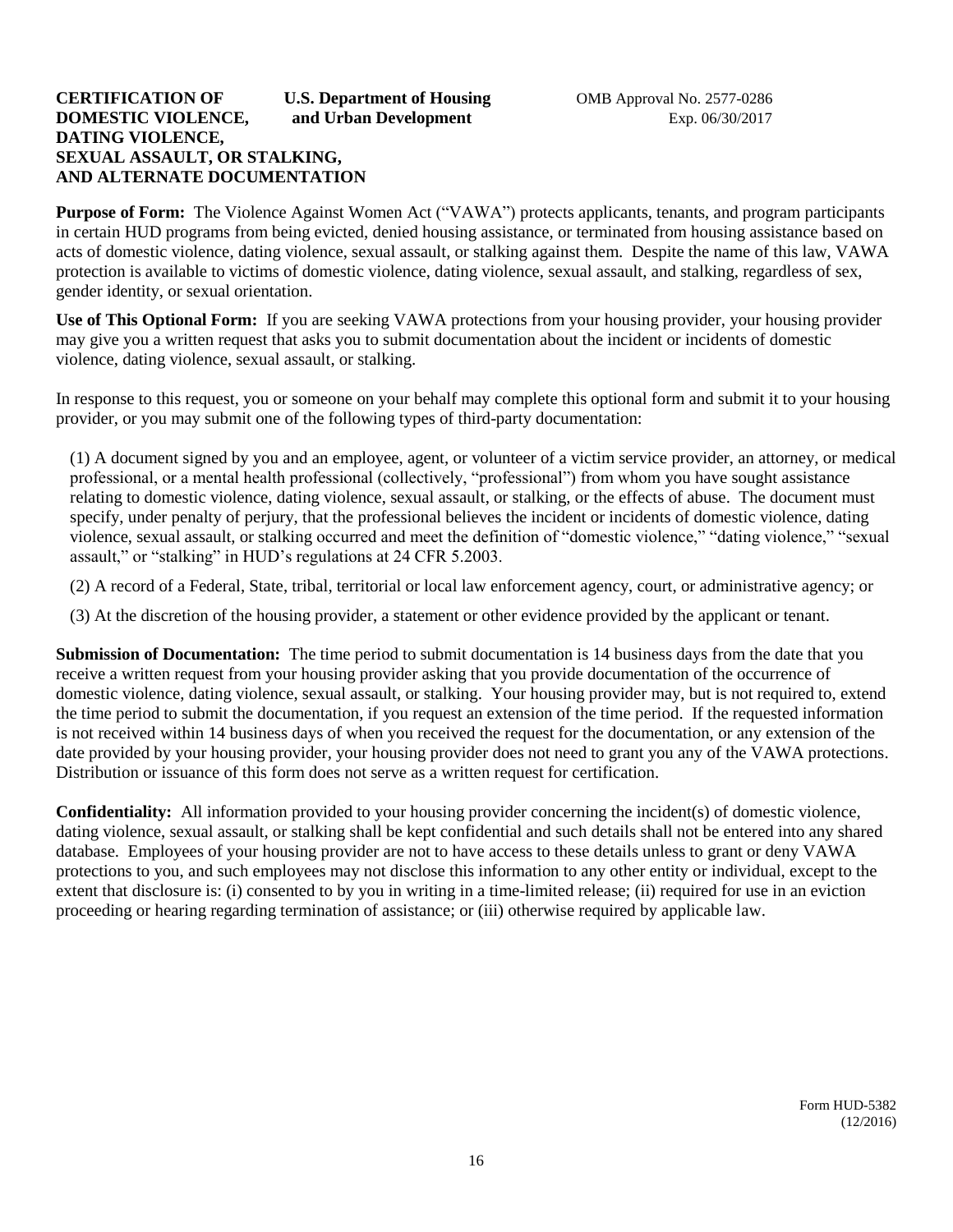**CERTIFICATION OF DOMESTIC VIOLENCE, DATING VIOLENCE, SEXUAL ASSAULT, OR STALKING, AND ALTERNATE DOCUMENTATION**

**U.S. Department of Housing and Urban Development**

OMB Approval No. 2577-0286
Exp. 06/30/2017

**Purpose of Form:** The Violence Against Women Act ("VAWA") protects applicants, tenants, and program participants in certain HUD programs from being evicted, denied housing assistance, or terminated from housing assistance based on acts of domestic violence, dating violence, sexual assault, or stalking against them. Despite the name of this law, VAWA protection is available to victims of domestic violence, dating violence, sexual assault, and stalking, regardless of sex, gender identity, or sexual orientation.

**Use of This Optional Form:** If you are seeking VAWA protections from your housing provider, your housing provider may give you a written request that asks you to submit documentation about the incident or incidents of domestic violence, dating violence, sexual assault, or stalking.

In response to this request, you or someone on your behalf may complete this optional form and submit it to your housing provider, or you may submit one of the following types of third-party documentation:

(1) A document signed by you and an employee, agent, or volunteer of a victim service provider, an attorney, or medical professional, or a mental health professional (collectively, "professional") from whom you have sought assistance relating to domestic violence, dating violence, sexual assault, or stalking, or the effects of abuse. The document must specify, under penalty of perjury, that the professional believes the incident or incidents of domestic violence, dating violence, sexual assault, or stalking occurred and meet the definition of "domestic violence," "dating violence," "sexual assault," or "stalking" in HUD's regulations at 24 CFR 5.2003.

(2) A record of a Federal, State, tribal, territorial or local law enforcement agency, court, or administrative agency; or

(3) At the discretion of the housing provider, a statement or other evidence provided by the applicant or tenant.

**Submission of Documentation:** The time period to submit documentation is 14 business days from the date that you receive a written request from your housing provider asking that you provide documentation of the occurrence of domestic violence, dating violence, sexual assault, or stalking. Your housing provider may, but is not required to, extend the time period to submit the documentation, if you request an extension of the time period. If the requested information is not received within 14 business days of when you received the request for the documentation, or any extension of the date provided by your housing provider, your housing provider does not need to grant you any of the VAWA protections. Distribution or issuance of this form does not serve as a written request for certification.

**Confidentiality:** All information provided to your housing provider concerning the incident(s) of domestic violence, dating violence, sexual assault, or stalking shall be kept confidential and such details shall not be entered into any shared database. Employees of your housing provider are not to have access to these details unless to grant or deny VAWA protections to you, and such employees may not disclose this information to any other entity or individual, except to the extent that disclosure is: (i) consented to by you in writing in a time-limited release; (ii) required for use in an eviction proceeding or hearing regarding termination of assistance; or (iii) otherwise required by applicable law.

Form HUD-5382
(12/2016)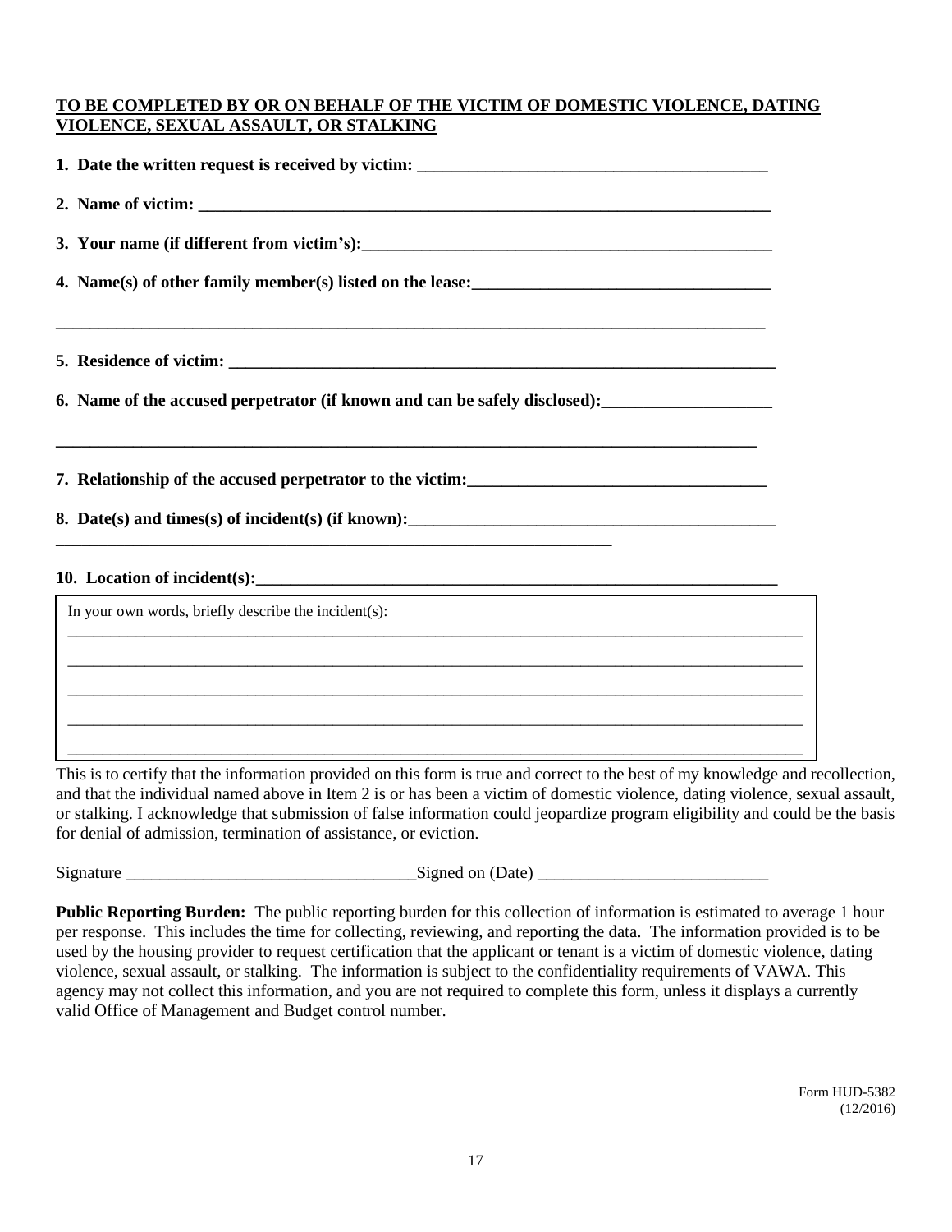**<u>TO BE COMPLETED BY OR ON BEHALF OF THE VICTIM OF DOMESTIC VIOLENCE, DATING VIOLENCE, SEXUAL ASSAULT, OR STALKING</u>**

**1. Date the written request is received by victim: ________________________________________**

**2. Name of victim: ___________________________________________________________________**

**3. Your name (if different from victim's):_______________________________________________**

**4. Name(s) of other family member(s) listed on the lease:__________________________________**

**_____________________________________________________________________________________**

**5. Residence of victim: ______________________________________________________________**

**6. Name of the accused perpetrator (if known and can be safely disclosed):___________________**

**_____________________________________________________________________________________**

**7. Relationship of the accused perpetrator to the victim:__________________________________**

**8. Date(s) and times(s) of incident(s) (if known):_________________________________________**

**_________________________________________________________________**

**10. Location of incident(s):___________________________________________________________**

In your own words, briefly describe the incident(s):

_____________________________________________________________________________________

_____________________________________________________________________________________

_____________________________________________________________________________________

_____________________________________________________________________________________

This is to certify that the information provided on this form is true and correct to the best of my knowledge and recollection, and that the individual named above in Item 2 is or has been a victim of domestic violence, dating violence, sexual assault, or stalking. I acknowledge that submission of false information could jeopardize program eligibility and could be the basis for denial of admission, termination of assistance, or eviction.

Signature _________________________________Signed on (Date) ___________________________

**Public Reporting Burden:** The public reporting burden for this collection of information is estimated to average 1 hour per response. This includes the time for collecting, reviewing, and reporting the data. The information provided is to be used by the housing provider to request certification that the applicant or tenant is a victim of domestic violence, dating violence, sexual assault, or stalking. The information is subject to the confidentiality requirements of VAWA. This agency may not collect this information, and you are not required to complete this form, unless it displays a currently valid Office of Management and Budget control number.

Form HUD-5382 (12/2016)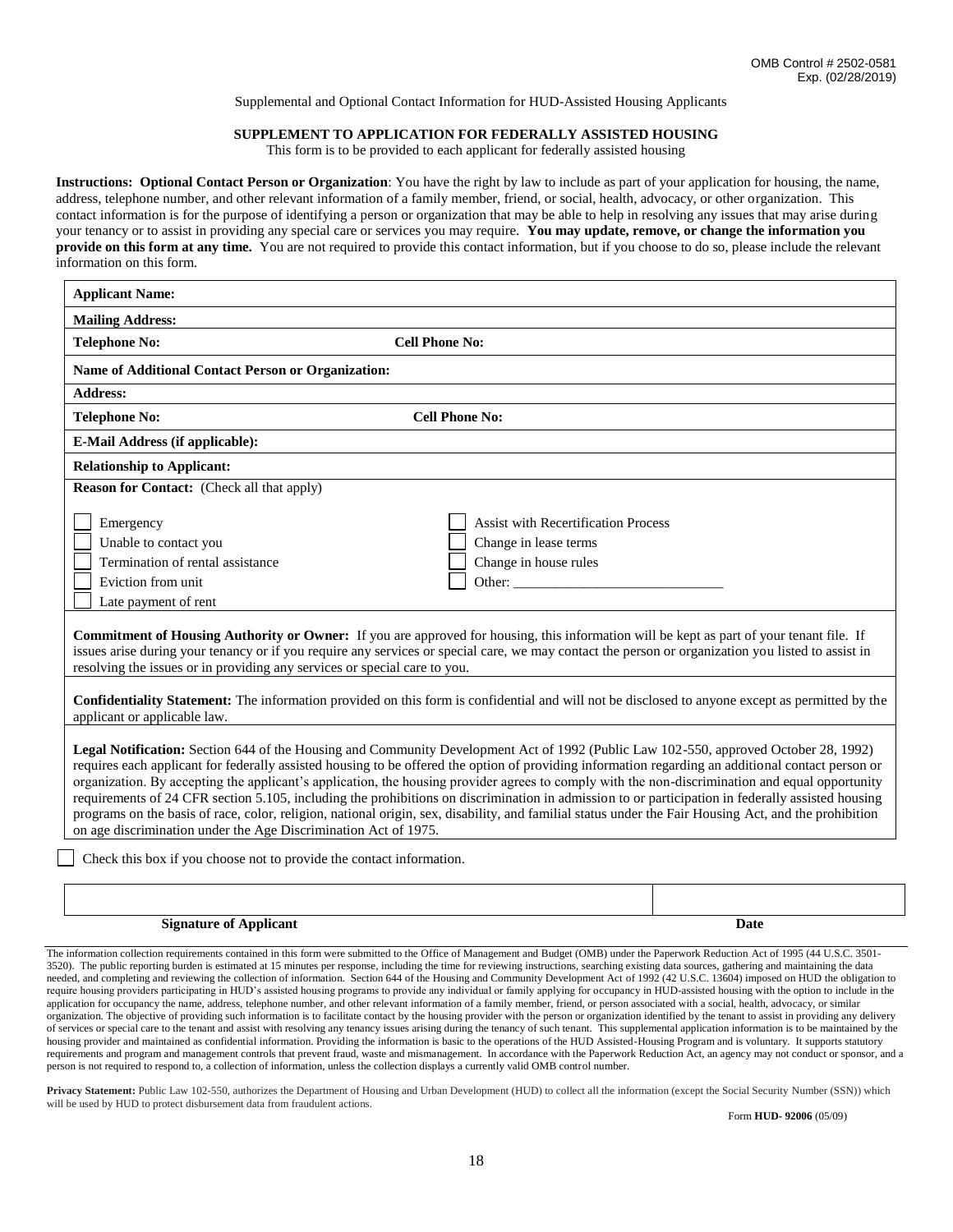OMB Control # 2502-0581
Exp. (02/28/2019)

Supplemental and Optional Contact Information for HUD-Assisted Housing Applicants

**SUPPLEMENT TO APPLICATION FOR FEDERALLY ASSISTED HOUSING**

This form is to be provided to each applicant for federally assisted housing

**Instructions: Optional Contact Person or Organization**: You have the right by law to include as part of your application for housing, the name, address, telephone number, and other relevant information of a family member, friend, or social, health, advocacy, or other organization. This contact information is for the purpose of identifying a person or organization that may be able to help in resolving any issues that may arise during your tenancy or to assist in providing any special care or services you may require. **You may update, remove, or change the information you provide on this form at any time.** You are not required to provide this contact information, but if you choose to do so, please include the relevant information on this form.

| | |
|---|---|
| **Applicant Name:** | |
| **Mailing Address:** | |
| **Telephone No:** | **Cell Phone No:** |
| **Name of Additional Contact Person or Organization:** | |
| **Address:** | |
| **Telephone No:** | **Cell Phone No:** |
| **E-Mail Address (if applicable):** | |
| **Relationship to Applicant:** | |

**Reason for Contact:** (Check all that apply)

- ☐ Emergency
- ☐ Unable to contact you
- ☐ Termination of rental assistance
- ☐ Eviction from unit
- ☐ Late payment of rent
- ☐ Assist with Recertification Process
- ☐ Change in lease terms
- ☐ Change in house rules
- ☐ Other: ____________________________

**Commitment of Housing Authority or Owner:** If you are approved for housing, this information will be kept as part of your tenant file. If issues arise during your tenancy or if you require any services or special care, we may contact the person or organization you listed to assist in resolving the issues or in providing any services or special care to you.

**Confidentiality Statement:** The information provided on this form is confidential and will not be disclosed to anyone except as permitted by the applicant or applicable law.

**Legal Notification:** Section 644 of the Housing and Community Development Act of 1992 (Public Law 102-550, approved October 28, 1992) requires each applicant for federally assisted housing to be offered the option of providing information regarding an additional contact person or organization. By accepting the applicant's application, the housing provider agrees to comply with the non-discrimination and equal opportunity requirements of 24 CFR section 5.105, including the prohibitions on discrimination in admission to or participation in federally assisted housing programs on the basis of race, color, religion, national origin, sex, disability, and familial status under the Fair Housing Act, and the prohibition on age discrimination under the Age Discrimination Act of 1975.

☐ Check this box if you choose not to provide the contact information.

| | |
|---|---|
| | |
| **Signature of Applicant** | **Date** |

The information collection requirements contained in this form were submitted to the Office of Management and Budget (OMB) under the Paperwork Reduction Act of 1995 (44 U.S.C. 3501-3520). The public reporting burden is estimated at 15 minutes per response, including the time for reviewing instructions, searching existing data sources, gathering and maintaining the data needed, and completing and reviewing the collection of information. Section 644 of the Housing and Community Development Act of 1992 (42 U.S.C. 13604) imposed on HUD the obligation to require housing providers participating in HUD's assisted housing programs to provide any individual or family applying for occupancy in HUD-assisted housing with the option to include in the application for occupancy the name, address, telephone number, and other relevant information of a family member, friend, or person associated with a social, health, advocacy, or similar organization. The objective of providing such information is to facilitate contact by the housing provider with the person or organization identified by the tenant to assist in providing any delivery of services or special care to the tenant and assist with resolving any tenancy issues arising during the tenancy of such tenant. This supplemental application information is to be maintained by the housing provider and maintained as confidential information. Providing the information is basic to the operations of the HUD Assisted-Housing Program and is voluntary. It supports statutory requirements and program and management controls that prevent fraud, waste and mismanagement. In accordance with the Paperwork Reduction Act, an agency may not conduct or sponsor, and a person is not required to respond to, a collection of information, unless the collection displays a currently valid OMB control number.

**Privacy Statement:** Public Law 102-550, authorizes the Department of Housing and Urban Development (HUD) to collect all the information (except the Social Security Number (SSN)) which will be used by HUD to protect disbursement data from fraudulent actions.

Form **HUD- 92006** (05/09)